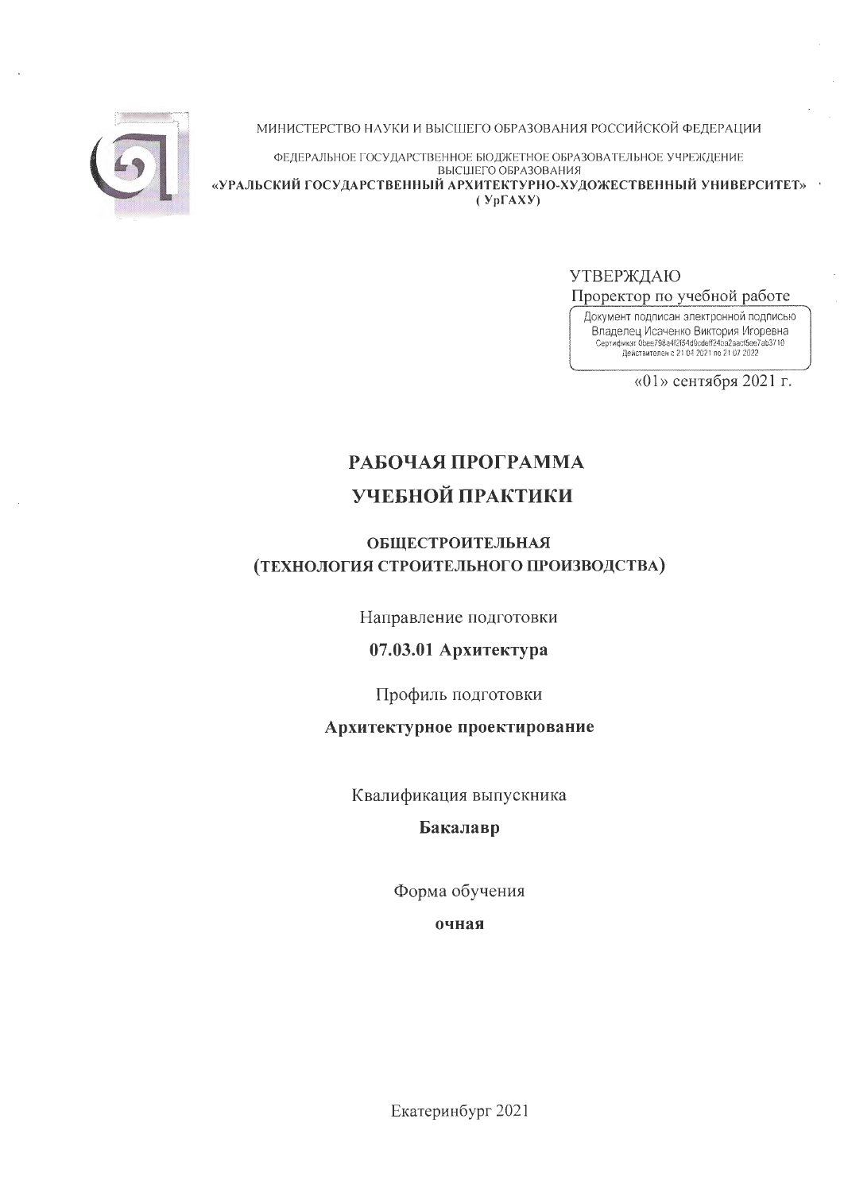МИНИСТЕРСТВО НАУКИ И ВЫСШЕГО ОБРАЗОВАНИЯ РОССИЙСКОЙ ФЕДЕРАЦИИ

ФЕДЕРАЛЬНОЕ ГОСУДАРСТВЕННОЕ БЮДЖЕТНОЕ ОБРАЗОВАТЕЛЬНОЕ УЧРЕЖДЕНИЕ ВЫСШЕГО ОБРАЗОВАНИЯ

**«УРАЛЬСКИЙ ГОСУДАРСТВЕННЫЙ АРХИТЕКТУРНО-ХУДОЖЕСТВЕННЫЙ УНИВЕРСИТЕТ»**
**( УрГАХУ)**

УТВЕРЖДАЮ

Проректор по учебной работе

Документ подписан электронной подписью
Владелец Исаченко Виктория Игоревна
Сертификат 0bee798a4f2f54d9cdeff24ba2aacf5ee7ab3710
Действителен с 21.04.2021 по 21.07.2022

«01» сентября 2021 г.

# РАБОЧАЯ ПРОГРАММА
# УЧЕБНОЙ ПРАКТИКИ

## ОБЩЕСТРОИТЕЛЬНАЯ
## (ТЕХНОЛОГИЯ СТРОИТЕЛЬНОГО ПРОИЗВОДСТВА)

Направление подготовки

**07.03.01 Архитектура**

Профиль подготовки

**Архитектурное проектирование**

Квалификация выпускника

**Бакалавр**

Форма обучения

**очная**

Екатеринбург 2021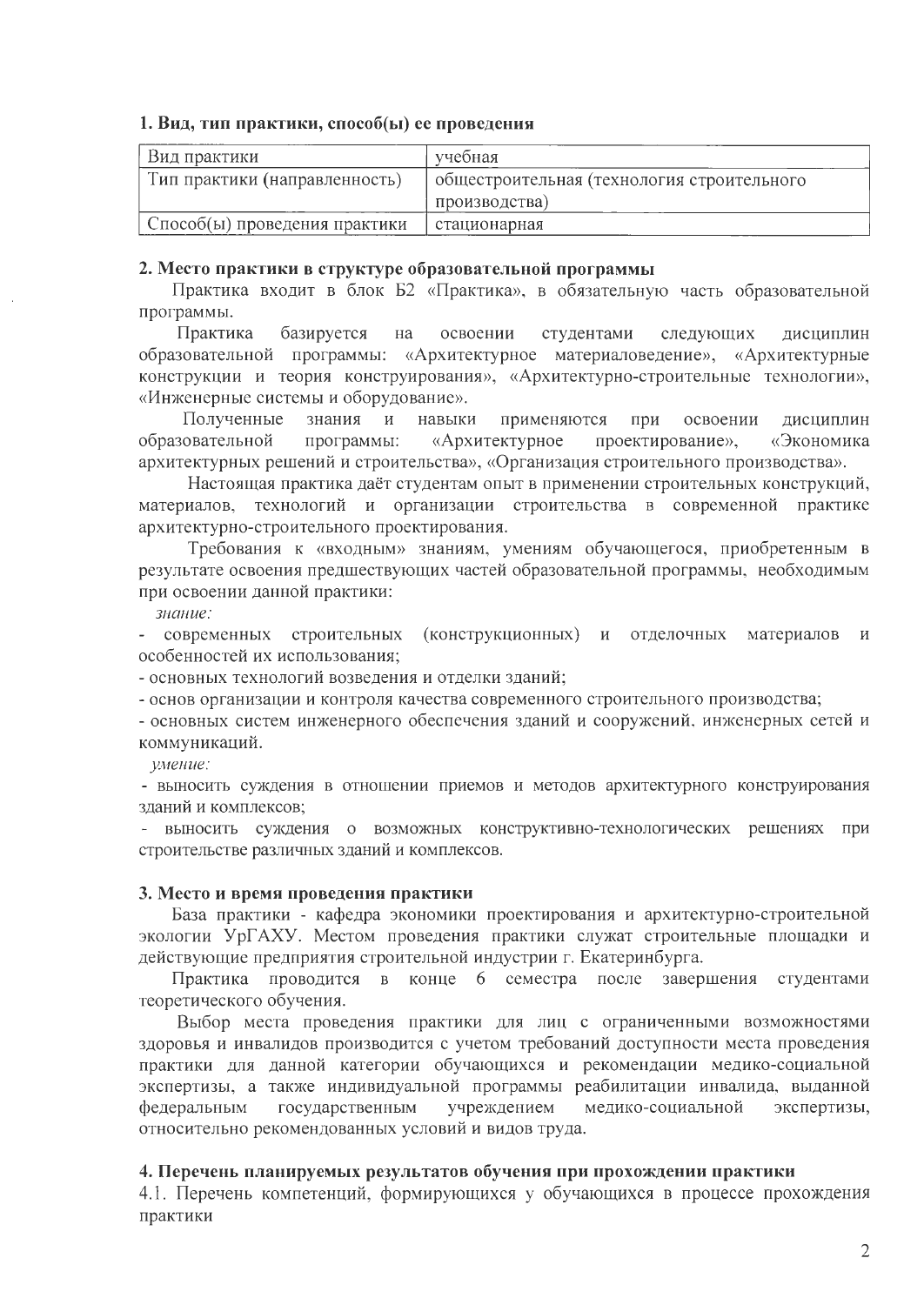**1. Вид, тип практики, способ(ы) ее проведения**

| Вид практики | учебная |
|---|---|
| Тип практики (направленность) | общестроительная (технология строительного производства) |
| Способ(ы) проведения практики | стационарная |

**2. Место практики в структуре образовательной программы**

Практика входит в блок Б2 «Практика», в обязательную часть образовательной программы.

Практика базируется на освоении студентами следующих дисциплин образовательной программы: «Архитектурное материаловедение», «Архитектурные конструкции и теория конструирования», «Архитектурно-строительные технологии», «Инженерные системы и оборудование».

Полученные знания и навыки применяются при освоении дисциплин образовательной программы: «Архитектурное проектирование», «Экономика архитектурных решений и строительства», «Организация строительного производства».

Настоящая практика даёт студентам опыт в применении строительных конструкций, материалов, технологий и организации строительства в современной практике архитектурно-строительного проектирования.

Требования к «входным» знаниям, умениям обучающегося, приобретенным в результате освоения предшествующих частей образовательной программы, необходимым при освоении данной практики:

*знание:*

- современных строительных (конструкционных) и отделочных материалов и особенностей их использования;
- основных технологий возведения и отделки зданий;
- основ организации и контроля качества современного строительного производства;
- основных систем инженерного обеспечения зданий и сооружений, инженерных сетей и коммуникаций.

*умение:*

- выносить суждения в отношении приемов и методов архитектурного конструирования зданий и комплексов;
- выносить суждения о возможных конструктивно-технологических решениях при строительстве различных зданий и комплексов.

**3. Место и время проведения практики**

База практики - кафедра экономики проектирования и архитектурно-строительной экологии УрГАХУ. Местом проведения практики служат строительные площадки и действующие предприятия строительной индустрии г. Екатеринбурга.

Практика проводится в конце 6 семестра после завершения студентами теоретического обучения.

Выбор места проведения практики для лиц с ограниченными возможностями здоровья и инвалидов производится с учетом требований доступности места проведения практики для данной категории обучающихся и рекомендации медико-социальной экспертизы, а также индивидуальной программы реабилитации инвалида, выданной федеральным государственным учреждением медико-социальной экспертизы, относительно рекомендованных условий и видов труда.

**4. Перечень планируемых результатов обучения при прохождении практики**

4.1. Перечень компетенций, формирующихся у обучающихся в процессе прохождения практики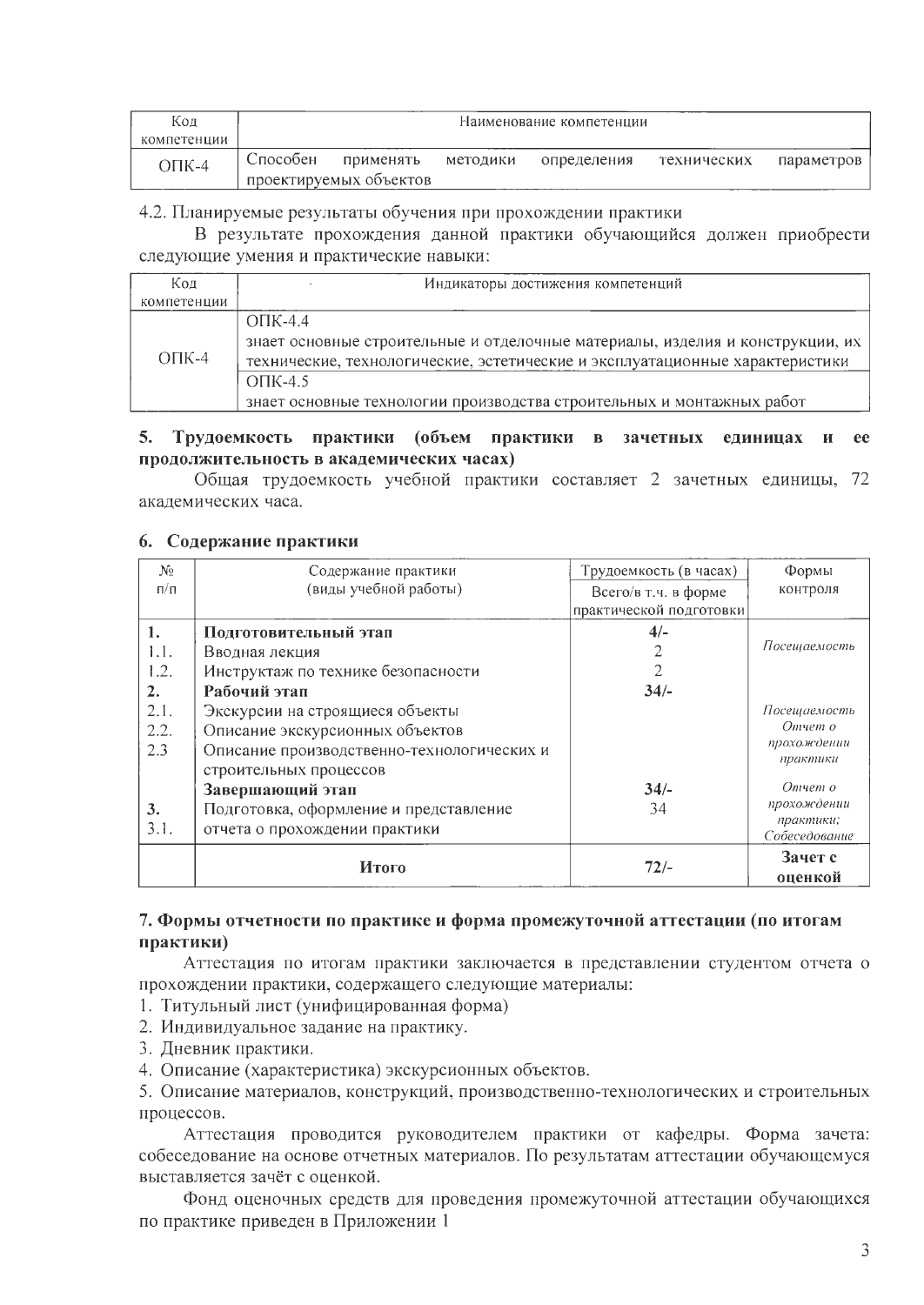| Код компетенции | Наименование компетенции |
|---|---|
| ОПК-4 | Способен применять методики определения технических параметров проектируемых объектов |

4.2. Планируемые результаты обучения при прохождении практики

В результате прохождения данной практики обучающийся должен приобрести следующие умения и практические навыки:

| Код компетенции | Индикаторы достижения компетенций |
|---|---|
| ОПК-4 | ОПК-4.4<br>знает основные строительные и отделочные материалы, изделия и конструкции, их технические, технологические, эстетические и эксплуатационные характеристики |
| | ОПК-4.5<br>знает основные технологии производства строительных и монтажных работ |

## 5. Трудоемкость практики (объем практики в зачетных единицах и ее продолжительность в академических часах)

Общая трудоемкость учебной практики составляет 2 зачетных единицы, 72 академических часа.

## 6. Содержание практики

| № п/п | Содержание практики (виды учебной работы) | Трудоемкость (в часах) Всего/в т.ч. в форме практической подготовки | Формы контроля |
|---|---|---|---|
| **1.** | **Подготовительный этап** | **4/-** | *Посещаемость* |
| 1.1. | Вводная лекция | 2 | |
| 1.2. | Инструктаж по технике безопасности | 2 | |
| **2.** | **Рабочий этап** | **34/-** | |
| 2.1. | Экскурсии на строящиеся объекты | | *Посещаемость* |
| 2.2. | Описание экскурсионных объектов | | *Отчет о прохождении практики* |
| 2.3 | Описание производственно-технологических и строительных процессов | | |
| **3.** | **Завершающий этап** | **34/-** | *Отчет о прохождении практики; Собеседование* |
| 3.1. | Подготовка, оформление и представление отчета о прохождении практики | 34 | |
| | **Итого** | **72/-** | **Зачет с оценкой** |

## 7. Формы отчетности по практике и форма промежуточной аттестации (по итогам практики)

Аттестация по итогам практики заключается в представлении студентом отчета о прохождении практики, содержащего следующие материалы:

1. Титульный лист (унифицированная форма)
2. Индивидуальное задание на практику.
3. Дневник практики.
4. Описание (характеристика) экскурсионных объектов.
5. Описание материалов, конструкций, производственно-технологических и строительных процессов.

Аттестация проводится руководителем практики от кафедры. Форма зачета: собеседование на основе отчетных материалов. По результатам аттестации обучающемуся выставляется зачёт с оценкой.

Фонд оценочных средств для проведения промежуточной аттестации обучающихся по практике приведен в Приложении 1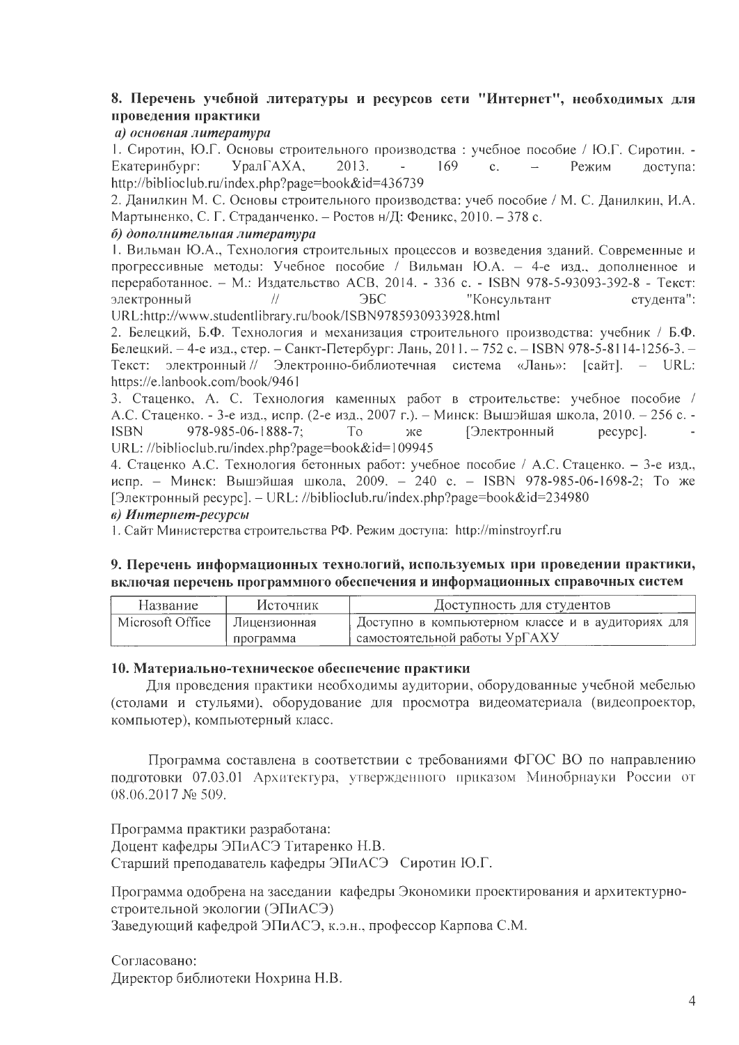## 8. Перечень учебной литературы и ресурсов сети "Интернет", необходимых для проведения практики

***а) основная литература***

1. Сиротин, Ю.Г. Основы строительного производства : учебное пособие / Ю.Г. Сиротин. - Екатеринбург: УралГАХА, 2013. - 169 с. – Режим доступа: http://biblioclub.ru/index.php?page=book&id=436739
2. Данилкин М. С. Основы строительного производства: учеб пособие / М. С. Данилкин, И.А. Мартыненко, С. Г. Страданченко. – Ростов н/Д: Феникс, 2010. – 378 с.

***б) дополнительная литература***

1. Вильман Ю.А., Технология строительных процессов и возведения зданий. Современные и прогрессивные методы: Учебное пособие / Вильман Ю.А. – 4-е изд., дополненное и переработанное. – М.: Издательство АСВ, 2014. - 336 с. - ISBN 978-5-93093-392-8 - Текст: электронный // ЭБС "Консультант студента": URL:http://www.studentlibrary.ru/book/ISBN9785930933928.html
2. Белецкий, Б.Ф. Технология и механизация строительного производства: учебник / Б.Ф. Белецкий. – 4-е изд., стер. – Санкт-Петербург: Лань, 2011. – 752 с. – ISBN 978-5-8114-1256-3. – Текст: электронный // Электронно-библиотечная система «Лань»: [сайт]. – URL: https://e.lanbook.com/book/9461
3. Стаценко, А. С. Технология каменных работ в строительстве: учебное пособие / А.С. Стаценко. - 3-е изд., испр. (2-е изд., 2007 г.). – Минск: Вышэйшая школа, 2010. – 256 с. - ISBN 978-985-06-1888-7; То же [Электронный ресурс]. - URL: //biblioclub.ru/index.php?page=book&id=109945
4. Стаценко А.С. Технология бетонных работ: учебное пособие / А.С. Стаценко. – 3-е изд., испр. – Минск: Вышэйшая школа, 2009. – 240 с. – ISBN 978-985-06-1698-2; То же [Электронный ресурс]. – URL: //biblioclub.ru/index.php?page=book&id=234980

***в) Интернет-ресурсы***

1. Сайт Министерства строительства РФ. Режим доступа: http://minstroyrf.ru

## 9. Перечень информационных технологий, используемых при проведении практики, включая перечень программного обеспечения и информационных справочных систем

| Название | Источник | Доступность для студентов |
|---|---|---|
| Microsoft Office | Лицензионная программа | Доступно в компьютерном классе и в аудиториях для самостоятельной работы УрГАХУ |

## 10. Материально-техническое обеспечение практики

Для проведения практики необходимы аудитории, оборудованные учебной мебелью (столами и стульями), оборудование для просмотра видеоматериала (видеопроектор, компьютер), компьютерный класс.

Программа составлена в соответствии с требованиями ФГОС ВО по направлению подготовки 07.03.01 Архитектура, утвержденного приказом Минобрнауки России от 08.06.2017 № 509.

Программа практики разработана:
Доцент кафедры ЭПиАСЭ Титаренко Н.В.
Старший преподаватель кафедры ЭПиАСЭ Сиротин Ю.Г.

Программа одобрена на заседании кафедры Экономики проектирования и архитектурно-строительной экологии (ЭПиАСЭ)
Заведующий кафедрой ЭПиАСЭ, к.э.н., профессор Карпова С.М.

Согласовано:
Директор библиотеки Нохрина Н.В.